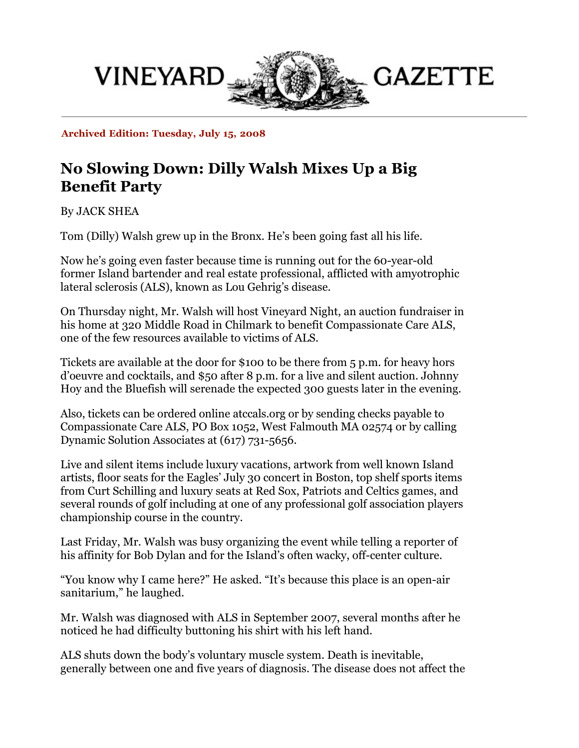VINEYARD GAZETTE

**Archived Edition: Tuesday, July 15, 2008**

# No Slowing Down: Dilly Walsh Mixes Up a Big Benefit Party

By JACK SHEA

Tom (Dilly) Walsh grew up in the Bronx. He's been going fast all his life.

Now he's going even faster because time is running out for the 60-year-old former Island bartender and real estate professional, afflicted with amyotrophic lateral sclerosis (ALS), known as Lou Gehrig's disease.

On Thursday night, Mr. Walsh will host Vineyard Night, an auction fundraiser in his home at 320 Middle Road in Chilmark to benefit Compassionate Care ALS, one of the few resources available to victims of ALS.

Tickets are available at the door for $100 to be there from 5 p.m. for heavy hors d'oeuvre and cocktails, and $50 after 8 p.m. for a live and silent auction. Johnny Hoy and the Bluefish will serenade the expected 300 guests later in the evening.

Also, tickets can be ordered online atccals.org or by sending checks payable to Compassionate Care ALS, PO Box 1052, West Falmouth MA 02574 or by calling Dynamic Solution Associates at (617) 731-5656.

Live and silent items include luxury vacations, artwork from well known Island artists, floor seats for the Eagles' July 30 concert in Boston, top shelf sports items from Curt Schilling and luxury seats at Red Sox, Patriots and Celtics games, and several rounds of golf including at one of any professional golf association players championship course in the country.

Last Friday, Mr. Walsh was busy organizing the event while telling a reporter of his affinity for Bob Dylan and for the Island's often wacky, off-center culture.

"You know why I came here?" He asked. "It's because this place is an open-air sanitarium," he laughed.

Mr. Walsh was diagnosed with ALS in September 2007, several months after he noticed he had difficulty buttoning his shirt with his left hand.

ALS shuts down the body's voluntary muscle system. Death is inevitable, generally between one and five years of diagnosis. The disease does not affect the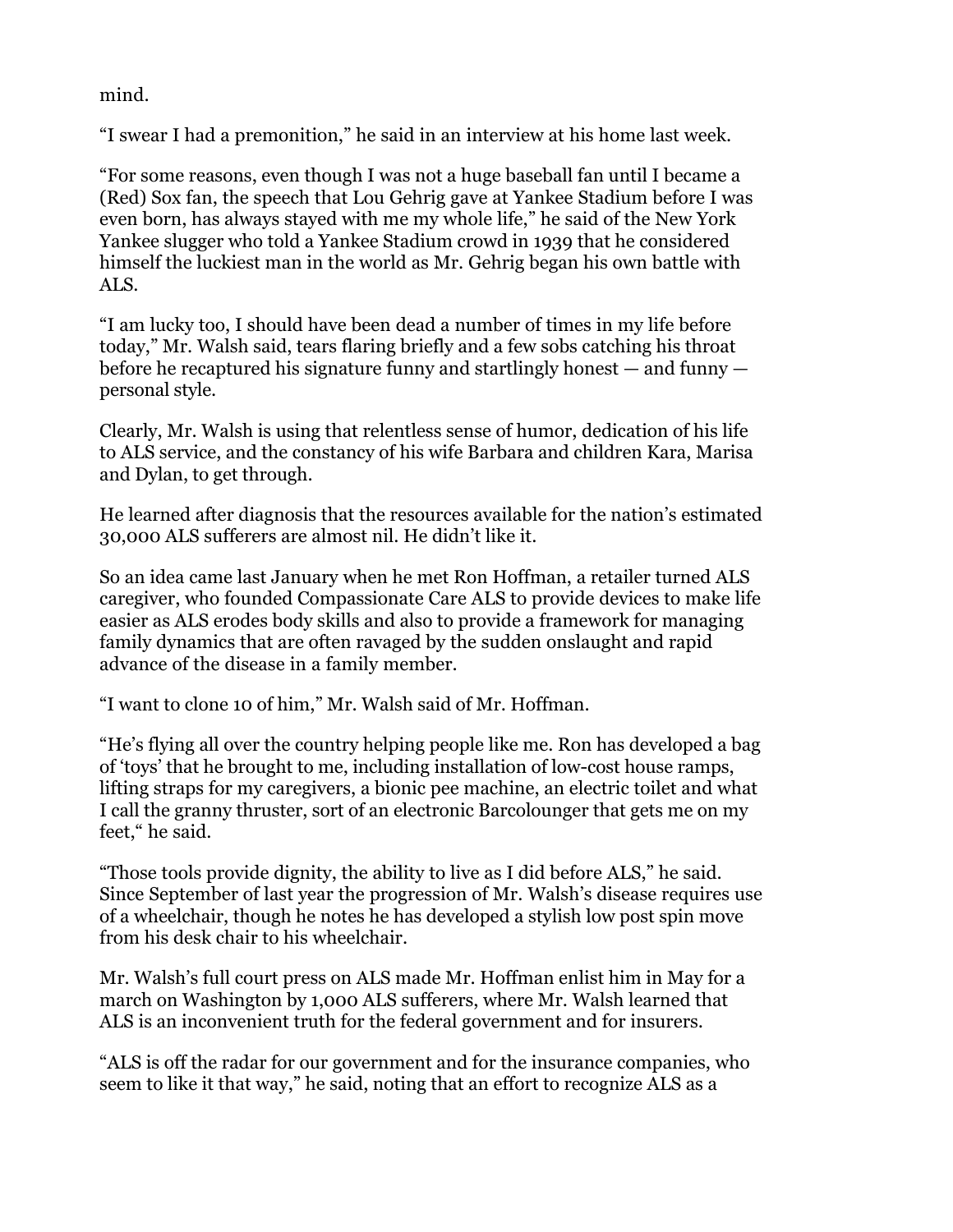mind.

“I swear I had a premonition,” he said in an interview at his home last week.

“For some reasons, even though I was not a huge baseball fan until I became a (Red) Sox fan, the speech that Lou Gehrig gave at Yankee Stadium before I was even born, has always stayed with me my whole life,” he said of the New York Yankee slugger who told a Yankee Stadium crowd in 1939 that he considered himself the luckiest man in the world as Mr. Gehrig began his own battle with ALS.

“I am lucky too, I should have been dead a number of times in my life before today,” Mr. Walsh said, tears flaring briefly and a few sobs catching his throat before he recaptured his signature funny and startlingly honest — and funny — personal style.

Clearly, Mr. Walsh is using that relentless sense of humor, dedication of his life to ALS service, and the constancy of his wife Barbara and children Kara, Marisa and Dylan, to get through.

He learned after diagnosis that the resources available for the nation’s estimated 30,000 ALS sufferers are almost nil. He didn’t like it.

So an idea came last January when he met Ron Hoffman, a retailer turned ALS caregiver, who founded Compassionate Care ALS to provide devices to make life easier as ALS erodes body skills and also to provide a framework for managing family dynamics that are often ravaged by the sudden onslaught and rapid advance of the disease in a family member.

“I want to clone 10 of him,” Mr. Walsh said of Mr. Hoffman.

“He’s flying all over the country helping people like me. Ron has developed a bag of ‘toys’ that he brought to me, including installation of low-cost house ramps, lifting straps for my caregivers, a bionic pee machine, an electric toilet and what I call the granny thruster, sort of an electronic Barcolounger that gets me on my feet,“ he said.

“Those tools provide dignity, the ability to live as I did before ALS,” he said. Since September of last year the progression of Mr. Walsh’s disease requires use of a wheelchair, though he notes he has developed a stylish low post spin move from his desk chair to his wheelchair.

Mr. Walsh’s full court press on ALS made Mr. Hoffman enlist him in May for a march on Washington by 1,000 ALS sufferers, where Mr. Walsh learned that ALS is an inconvenient truth for the federal government and for insurers.

“ALS is off the radar for our government and for the insurance companies, who seem to like it that way,” he said, noting that an effort to recognize ALS as a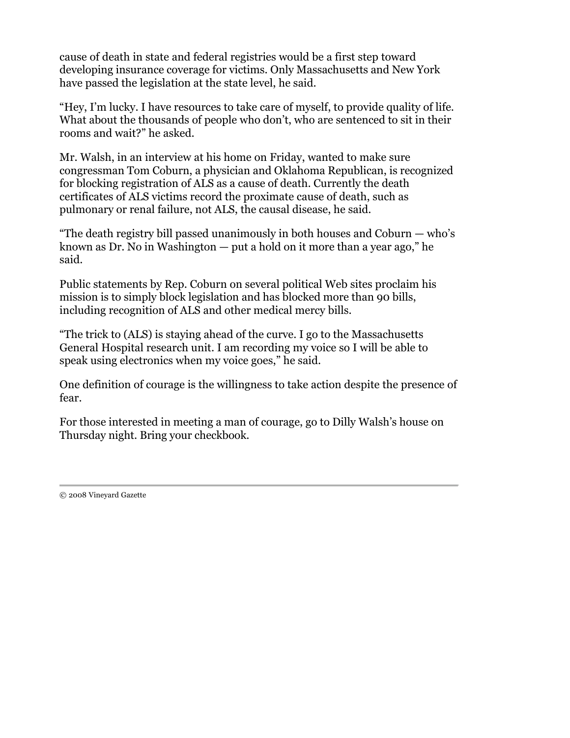cause of death in state and federal registries would be a first step toward developing insurance coverage for victims. Only Massachusetts and New York have passed the legislation at the state level, he said.

"Hey, I'm lucky. I have resources to take care of myself, to provide quality of life. What about the thousands of people who don't, who are sentenced to sit in their rooms and wait?" he asked.

Mr. Walsh, in an interview at his home on Friday, wanted to make sure congressman Tom Coburn, a physician and Oklahoma Republican, is recognized for blocking registration of ALS as a cause of death. Currently the death certificates of ALS victims record the proximate cause of death, such as pulmonary or renal failure, not ALS, the causal disease, he said.

"The death registry bill passed unanimously in both houses and Coburn — who's known as Dr. No in Washington — put a hold on it more than a year ago," he said.

Public statements by Rep. Coburn on several political Web sites proclaim his mission is to simply block legislation and has blocked more than 90 bills, including recognition of ALS and other medical mercy bills.

"The trick to (ALS) is staying ahead of the curve. I go to the Massachusetts General Hospital research unit. I am recording my voice so I will be able to speak using electronics when my voice goes," he said.

One definition of courage is the willingness to take action despite the presence of fear.

For those interested in meeting a man of courage, go to Dilly Walsh's house on Thursday night. Bring your checkbook.

---

© 2008 Vineyard Gazette